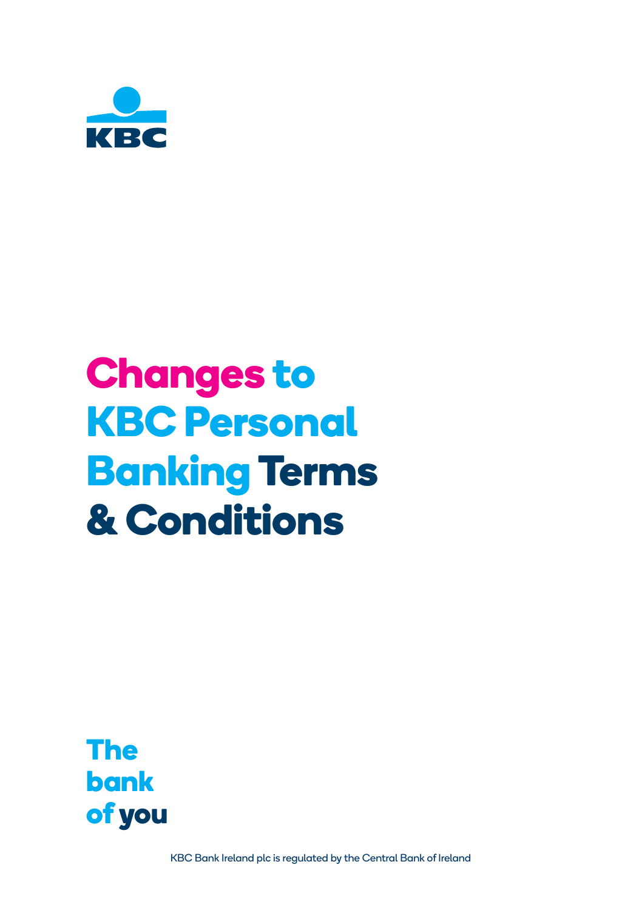KBC

# Changes to KBC Personal Banking Terms & Conditions

The bank of you

KBC Bank Ireland plc is regulated by the Central Bank of Ireland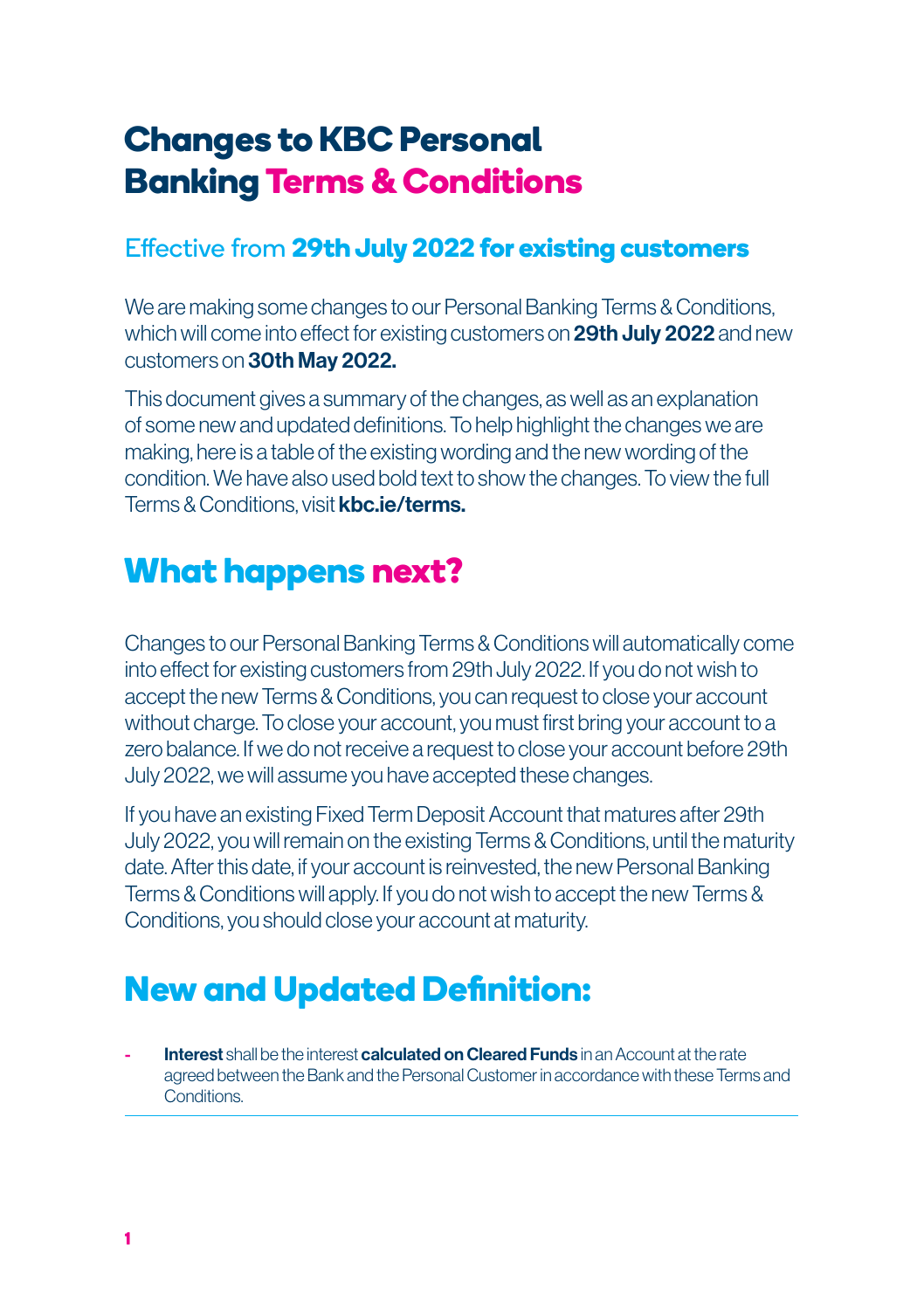# Changes to KBC Personal Banking Terms & Conditions

## Effective from **29th July 2022 for existing customers**

We are making some changes to our Personal Banking Terms & Conditions, which will come into effect for existing customers on **29th July 2022** and new customers on **30th May 2022.**

This document gives a summary of the changes, as well as an explanation of some new and updated definitions. To help highlight the changes we are making, here is a table of the existing wording and the new wording of the condition. We have also used bold text to show the changes. To view the full Terms & Conditions, visit **kbc.ie/terms.**

## What happens next?

Changes to our Personal Banking Terms & Conditions will automatically come into effect for existing customers from 29th July 2022. If you do not wish to accept the new Terms & Conditions, you can request to close your account without charge. To close your account, you must first bring your account to a zero balance. If we do not receive a request to close your account before 29th July 2022, we will assume you have accepted these changes.

If you have an existing Fixed Term Deposit Account that matures after 29th July 2022, you will remain on the existing Terms & Conditions, until the maturity date. After this date, if your account is reinvested, the new Personal Banking Terms & Conditions will apply. If you do not wish to accept the new Terms & Conditions, you should close your account at maturity.

## New and Updated Definition:

- **Interest** shall be the interest **calculated on Cleared Funds** in an Account at the rate agreed between the Bank and the Personal Customer in accordance with these Terms and Conditions.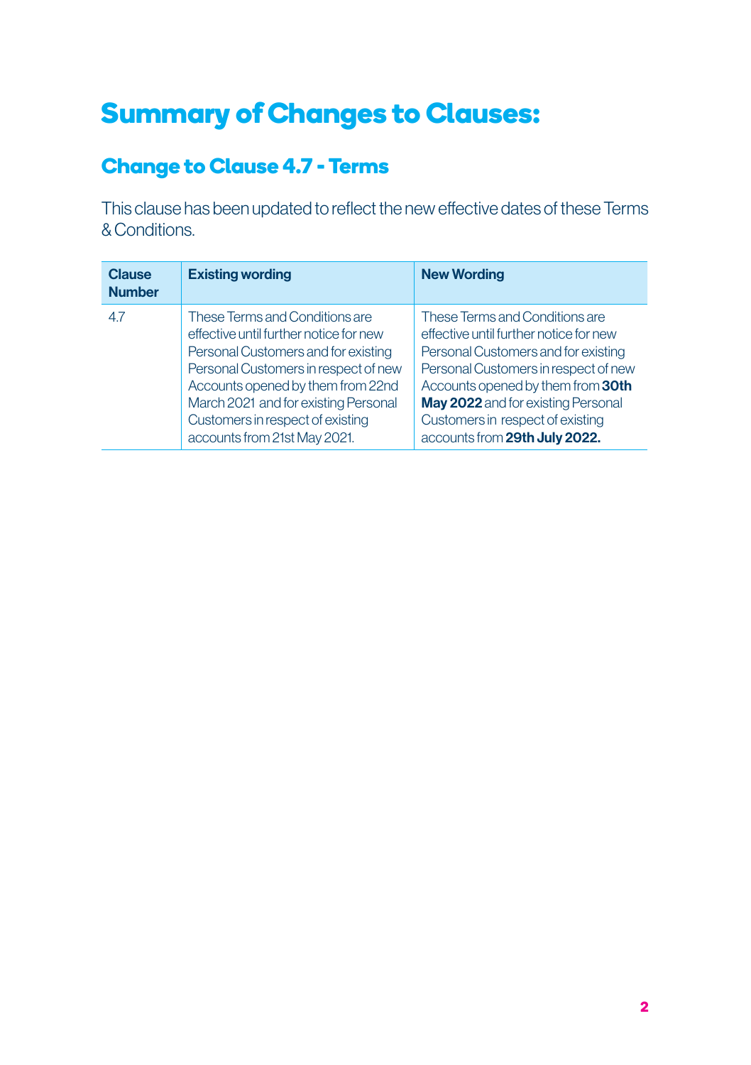# Summary of Changes to Clauses:

## Change to Clause 4.7 - Terms

This clause has been updated to reflect the new effective dates of these Terms & Conditions.

| Clause Number | Existing wording | New Wording |
|---|---|---|
| 4.7 | These Terms and Conditions are effective until further notice for new Personal Customers and for existing Personal Customers in respect of new Accounts opened by them from 22nd March 2021 and for existing Personal Customers in respect of existing accounts from 21st May 2021. | These Terms and Conditions are effective until further notice for new Personal Customers and for existing Personal Customers in respect of new Accounts opened by them from **30th May 2022** and for existing Personal Customers in respect of existing accounts from **29th July 2022.** |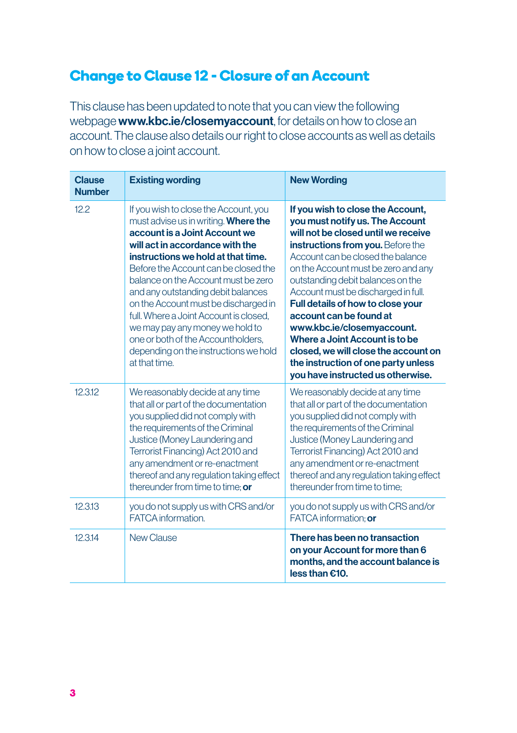## Change to Clause 12 - Closure of an Account

This clause has been updated to note that you can view the following webpage **www.kbc.ie/closemyaccount**, for details on how to close an account. The clause also details our right to close accounts as well as details on how to close a joint account.

| Clause Number | Existing wording | New Wording |
|---|---|---|
| 12.2 | If you wish to close the Account, you must advise us in writing. **Where the account is a Joint Account we will act in accordance with the instructions we hold at that time.** Before the Account can be closed the balance on the Account must be zero and any outstanding debit balances on the Account must be discharged in full. Where a Joint Account is closed, we may pay any money we hold to one or both of the Accountholders, depending on the instructions we hold at that time. | **If you wish to close the Account, you must notify us. The Account will not be closed until we receive instructions from you.** Before the Account can be closed the balance on the Account must be zero and any outstanding debit balances on the Account must be discharged in full. **Full details of how to close your account can be found at www.kbc.ie/closemyaccount. Where a Joint Account is to be closed, we will close the account on the instruction of one party unless you have instructed us otherwise.** |
| 12.3.12 | We reasonably decide at any time that all or part of the documentation you supplied did not comply with the requirements of the Criminal Justice (Money Laundering and Terrorist Financing) Act 2010 and any amendment or re-enactment thereof and any regulation taking effect thereunder from time to time; **or** | We reasonably decide at any time that all or part of the documentation you supplied did not comply with the requirements of the Criminal Justice (Money Laundering and Terrorist Financing) Act 2010 and any amendment or re-enactment thereof and any regulation taking effect thereunder from time to time; |
| 12.3.13 | you do not supply us with CRS and/or FATCA information. | you do not supply us with CRS and/or FATCA information; **or** |
| 12.3.14 | New Clause | **There has been no transaction on your Account for more than 6 months, and the account balance is less than €10.** |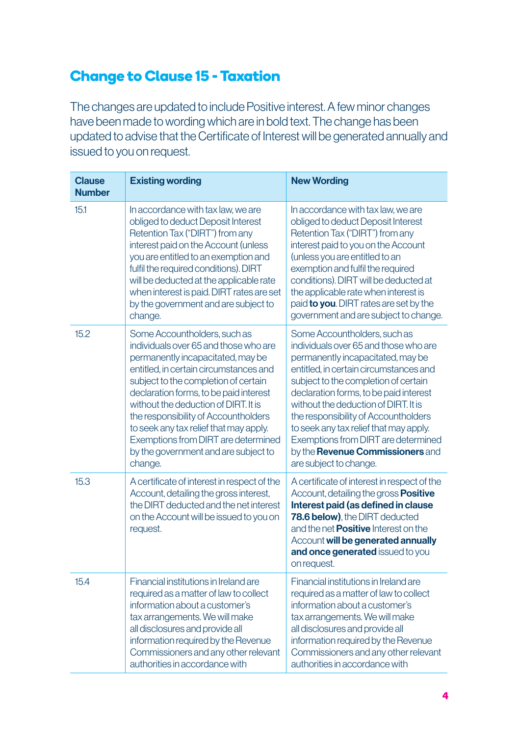## Change to Clause 15 - Taxation

The changes are updated to include Positive interest. A few minor changes have been made to wording which are in bold text. The change has been updated to advise that the Certificate of Interest will be generated annually and issued to you on request.

| Clause Number | Existing wording | New Wording |
|---|---|---|
| 15.1 | In accordance with tax law, we are obliged to deduct Deposit Interest Retention Tax ("DIRT") from any interest paid on the Account (unless you are entitled to an exemption and fulfil the required conditions). DIRT will be deducted at the applicable rate when interest is paid. DIRT rates are set by the government and are subject to change. | In accordance with tax law, we are obliged to deduct Deposit Interest Retention Tax ("DIRT") from any interest paid to you on the Account (unless you are entitled to an exemption and fulfil the required conditions). DIRT will be deducted at the applicable rate when interest is paid **to you**. DIRT rates are set by the government and are subject to change. |
| 15.2 | Some Accountholders, such as individuals over 65 and those who are permanently incapacitated, may be entitled, in certain circumstances and subject to the completion of certain declaration forms, to be paid interest without the deduction of DIRT. It is the responsibility of Accountholders to seek any tax relief that may apply. Exemptions from DIRT are determined by the government and are subject to change. | Some Accountholders, such as individuals over 65 and those who are permanently incapacitated, may be entitled, in certain circumstances and subject to the completion of certain declaration forms, to be paid interest without the deduction of DIRT. It is the responsibility of Accountholders to seek any tax relief that may apply. Exemptions from DIRT are determined by the **Revenue Commissioners** and are subject to change. |
| 15.3 | A certificate of interest in respect of the Account, detailing the gross interest, the DIRT deducted and the net interest on the Account will be issued to you on request. | A certificate of interest in respect of the Account, detailing the gross **Positive Interest paid (as defined in clause 78.6 below)**, the DIRT deducted and the net **Positive** Interest on the Account **will be generated annually and once generated** issued to you on request. |
| 15.4 | Financial institutions in Ireland are required as a matter of law to collect information about a customer's tax arrangements. We will make all disclosures and provide all information required by the Revenue Commissioners and any other relevant authorities in accordance with | Financial institutions in Ireland are required as a matter of law to collect information about a customer's tax arrangements. We will make all disclosures and provide all information required by the Revenue Commissioners and any other relevant authorities in accordance with |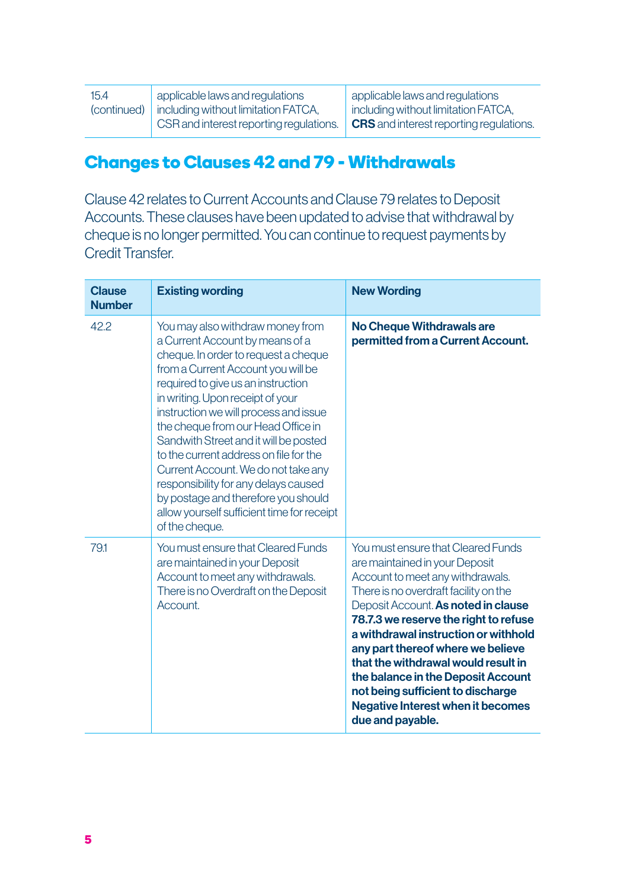| | | |
|---|---|---|
| 15.4 (continued) | applicable laws and regulations including without limitation FATCA, CSR and interest reporting regulations. | applicable laws and regulations including without limitation FATCA, **CRS** and interest reporting regulations. |

## Changes to Clauses 42 and 79 - Withdrawals

Clause 42 relates to Current Accounts and Clause 79 relates to Deposit Accounts. These clauses have been updated to advise that withdrawal by cheque is no longer permitted. You can continue to request payments by Credit Transfer.

| Clause Number | Existing wording | New Wording |
|---|---|---|
| 42.2 | You may also withdraw money from a Current Account by means of a cheque. In order to request a cheque from a Current Account you will be required to give us an instruction in writing. Upon receipt of your instruction we will process and issue the cheque from our Head Office in Sandwith Street and it will be posted to the current address on file for the Current Account. We do not take any responsibility for any delays caused by postage and therefore you should allow yourself sufficient time for receipt of the cheque. | **No Cheque Withdrawals are permitted from a Current Account.** |
| 79.1 | You must ensure that Cleared Funds are maintained in your Deposit Account to meet any withdrawals. There is no Overdraft on the Deposit Account. | You must ensure that Cleared Funds are maintained in your Deposit Account to meet any withdrawals. There is no overdraft facility on the Deposit Account. **As noted in clause 78.7.3 we reserve the right to refuse a withdrawal instruction or withhold any part thereof where we believe that the withdrawal would result in the balance in the Deposit Account not being sufficient to discharge Negative Interest when it becomes due and payable.** |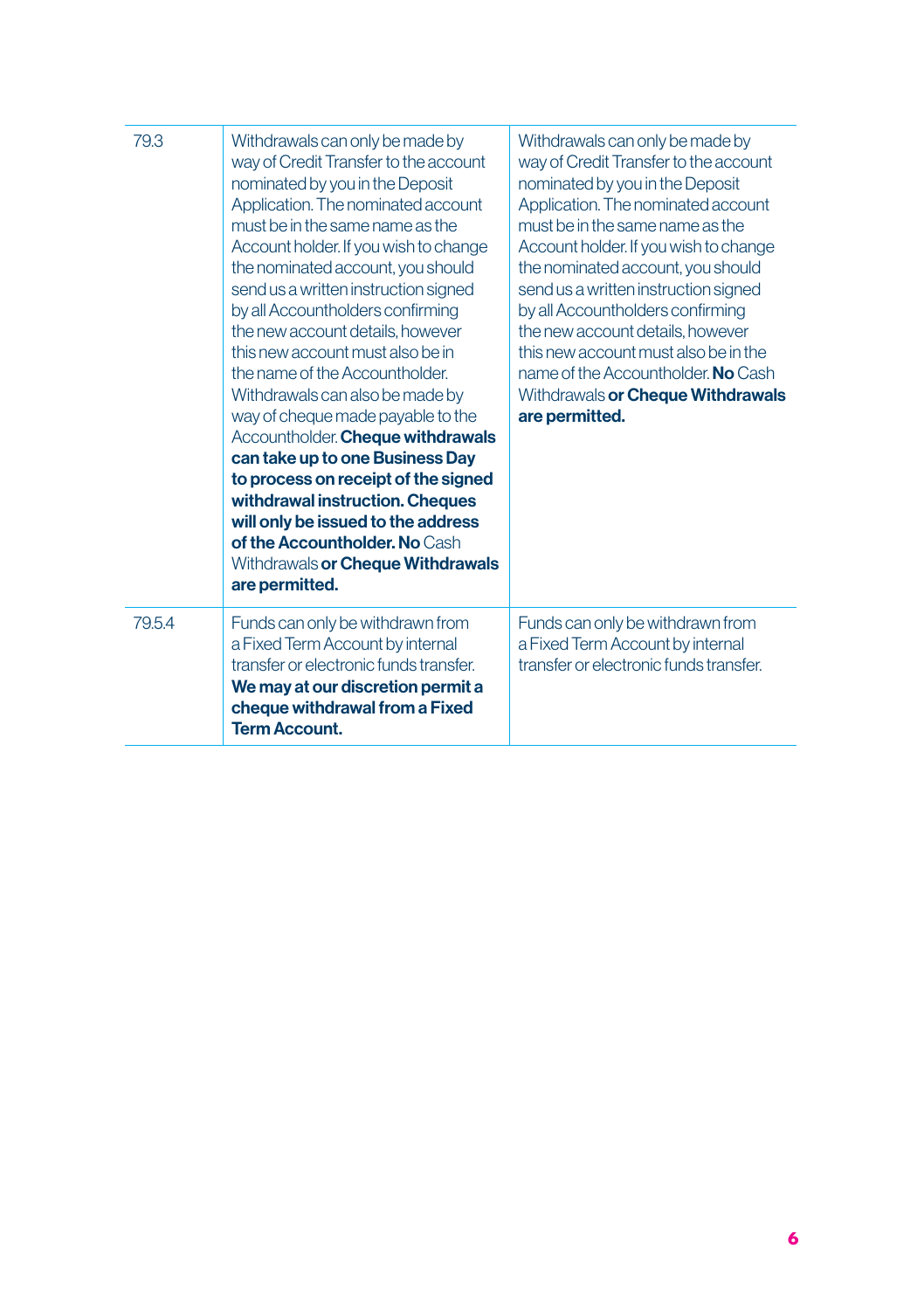| | | |
|---|---|---|
| 79.3 | Withdrawals can only be made by way of Credit Transfer to the account nominated by you in the Deposit Application. The nominated account must be in the same name as the Account holder. If you wish to change the nominated account, you should send us a written instruction signed by all Accountholders confirming the new account details, however this new account must also be in the name of the Accountholder. Withdrawals can also be made by way of cheque made payable to the Accountholder. **Cheque withdrawals can take up to one Business Day to process on receipt of the signed withdrawal instruction. Cheques will only be issued to the address of the Accountholder. No** Cash Withdrawals **or Cheque Withdrawals are permitted.** | Withdrawals can only be made by way of Credit Transfer to the account nominated by you in the Deposit Application. The nominated account must be in the same name as the Account holder. If you wish to change the nominated account, you should send us a written instruction signed by all Accountholders confirming the new account details, however this new account must also be in the name of the Accountholder. **No** Cash Withdrawals **or Cheque Withdrawals are permitted.** |
| 79.5.4 | Funds can only be withdrawn from a Fixed Term Account by internal transfer or electronic funds transfer. **We may at our discretion permit a cheque withdrawal from a Fixed Term Account.** | Funds can only be withdrawn from a Fixed Term Account by internal transfer or electronic funds transfer. |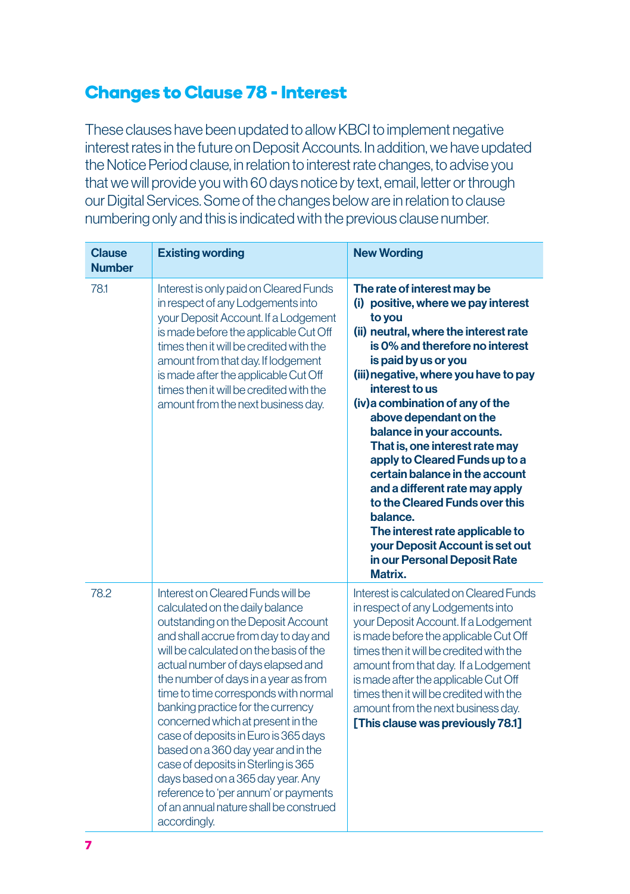## Changes to Clause 78 - Interest

These clauses have been updated to allow KBCI to implement negative interest rates in the future on Deposit Accounts. In addition, we have updated the Notice Period clause, in relation to interest rate changes, to advise you that we will provide you with 60 days notice by text, email, letter or through our Digital Services. Some of the changes below are in relation to clause numbering only and this is indicated with the previous clause number.

| Clause Number | Existing wording | New Wording |
|---|---|---|
| 78.1 | Interest is only paid on Cleared Funds in respect of any Lodgements into your Deposit Account. If a Lodgement is made before the applicable Cut Off times then it will be credited with the amount from that day. If lodgement is made after the applicable Cut Off times then it will be credited with the amount from the next business day. | **The rate of interest may be (i) positive, where we pay interest to you (ii) neutral, where the interest rate is 0% and therefore no interest is paid by us or you (iii) negative, where you have to pay interest to us (iv) a combination of any of the above dependant on the balance in your accounts. That is, one interest rate may apply to Cleared Funds up to a certain balance in the account and a different rate may apply to the Cleared Funds over this balance. The interest rate applicable to your Deposit Account is set out in our Personal Deposit Rate Matrix.** |
| 78.2 | Interest on Cleared Funds will be calculated on the daily balance outstanding on the Deposit Account and shall accrue from day to day and will be calculated on the basis of the actual number of days elapsed and the number of days in a year as from time to time corresponds with normal banking practice for the currency concerned which at present in the case of deposits in Euro is 365 days based on a 360 day year and in the case of deposits in Sterling is 365 days based on a 365 day year. Any reference to 'per annum' or payments of an annual nature shall be construed accordingly. | Interest is calculated on Cleared Funds in respect of any Lodgements into your Deposit Account. If a Lodgement is made before the applicable Cut Off times then it will be credited with the amount from that day. If a Lodgement is made after the applicable Cut Off times then it will be credited with the amount from the next business day. **[This clause was previously 78.1]** |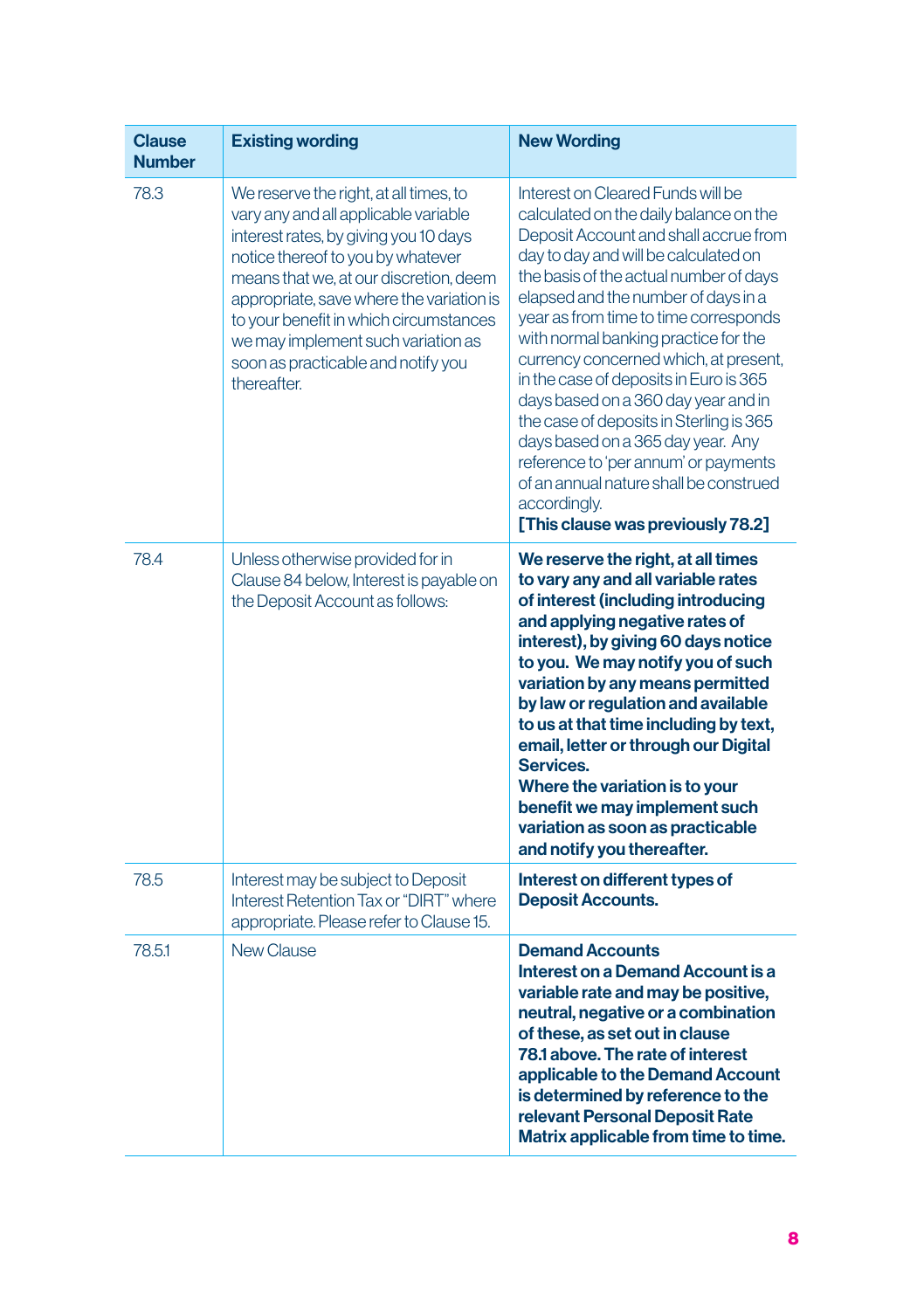| Clause Number | Existing wording | New Wording |
|---|---|---|
| 78.3 | We reserve the right, at all times, to vary any and all applicable variable interest rates, by giving you 10 days notice thereof to you by whatever means that we, at our discretion, deem appropriate, save where the variation is to your benefit in which circumstances we may implement such variation as soon as practicable and notify you thereafter. | Interest on Cleared Funds will be calculated on the daily balance on the Deposit Account and shall accrue from day to day and will be calculated on the basis of the actual number of days elapsed and the number of days in a year as from time to time corresponds with normal banking practice for the currency concerned which, at present, in the case of deposits in Euro is 365 days based on a 360 day year and in the case of deposits in Sterling is 365 days based on a 365 day year. Any reference to 'per annum' or payments of an annual nature shall be construed accordingly. **[This clause was previously 78.2]** |
| 78.4 | Unless otherwise provided for in Clause 84 below, Interest is payable on the Deposit Account as follows: | **We reserve the right, at all times to vary any and all variable rates of interest (including introducing and applying negative rates of interest), by giving 60 days notice to you. We may notify you of such variation by any means permitted by law or regulation and available to us at that time including by text, email, letter or through our Digital Services. Where the variation is to your benefit we may implement such variation as soon as practicable and notify you thereafter.** |
| 78.5 | Interest may be subject to Deposit Interest Retention Tax or "DIRT" where appropriate. Please refer to Clause 15. | **Interest on different types of Deposit Accounts.** |
| 78.5.1 | New Clause | **Demand Accounts Interest on a Demand Account is a variable rate and may be positive, neutral, negative or a combination of these, as set out in clause 78.1 above. The rate of interest applicable to the Demand Account is determined by reference to the relevant Personal Deposit Rate Matrix applicable from time to time.** |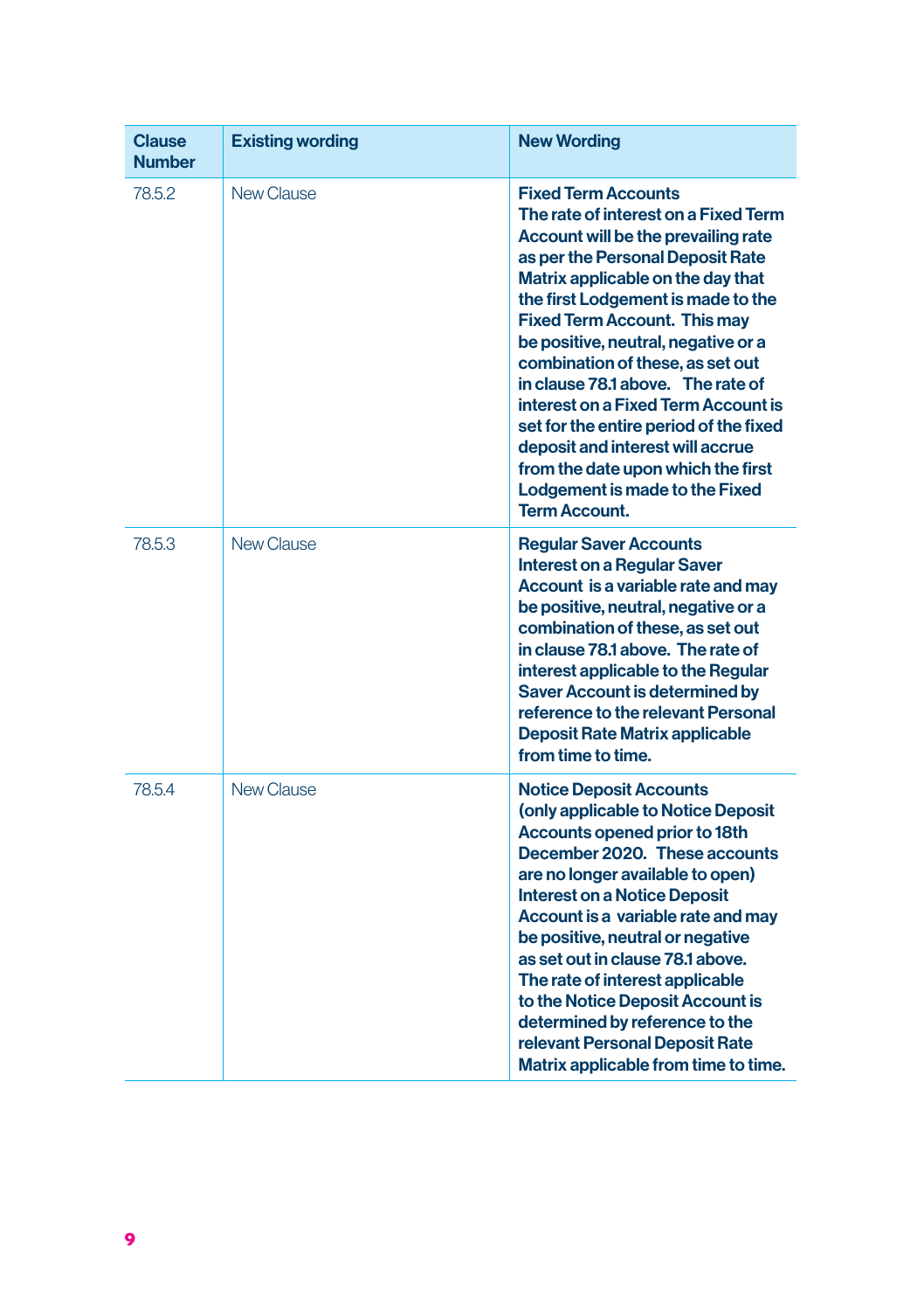| Clause Number | Existing wording | New Wording |
|---|---|---|
| 78.5.2 | New Clause | **Fixed Term Accounts** **The rate of interest on a Fixed Term Account will be the prevailing rate as per the Personal Deposit Rate Matrix applicable on the day that the first Lodgement is made to the Fixed Term Account. This may be positive, neutral, negative or a combination of these, as set out in clause 78.1 above. The rate of interest on a Fixed Term Account is set for the entire period of the fixed deposit and interest will accrue from the date upon which the first Lodgement is made to the Fixed Term Account.** |
| 78.5.3 | New Clause | **Regular Saver Accounts** **Interest on a Regular Saver Account is a variable rate and may be positive, neutral, negative or a combination of these, as set out in clause 78.1 above. The rate of interest applicable to the Regular Saver Account is determined by reference to the relevant Personal Deposit Rate Matrix applicable from time to time.** |
| 78.5.4 | New Clause | **Notice Deposit Accounts** **(only applicable to Notice Deposit Accounts opened prior to 18th December 2020. These accounts are no longer available to open)** **Interest on a Notice Deposit Account is a variable rate and may be positive, neutral or negative as set out in clause 78.1 above. The rate of interest applicable to the Notice Deposit Account is determined by reference to the relevant Personal Deposit Rate Matrix applicable from time to time.** |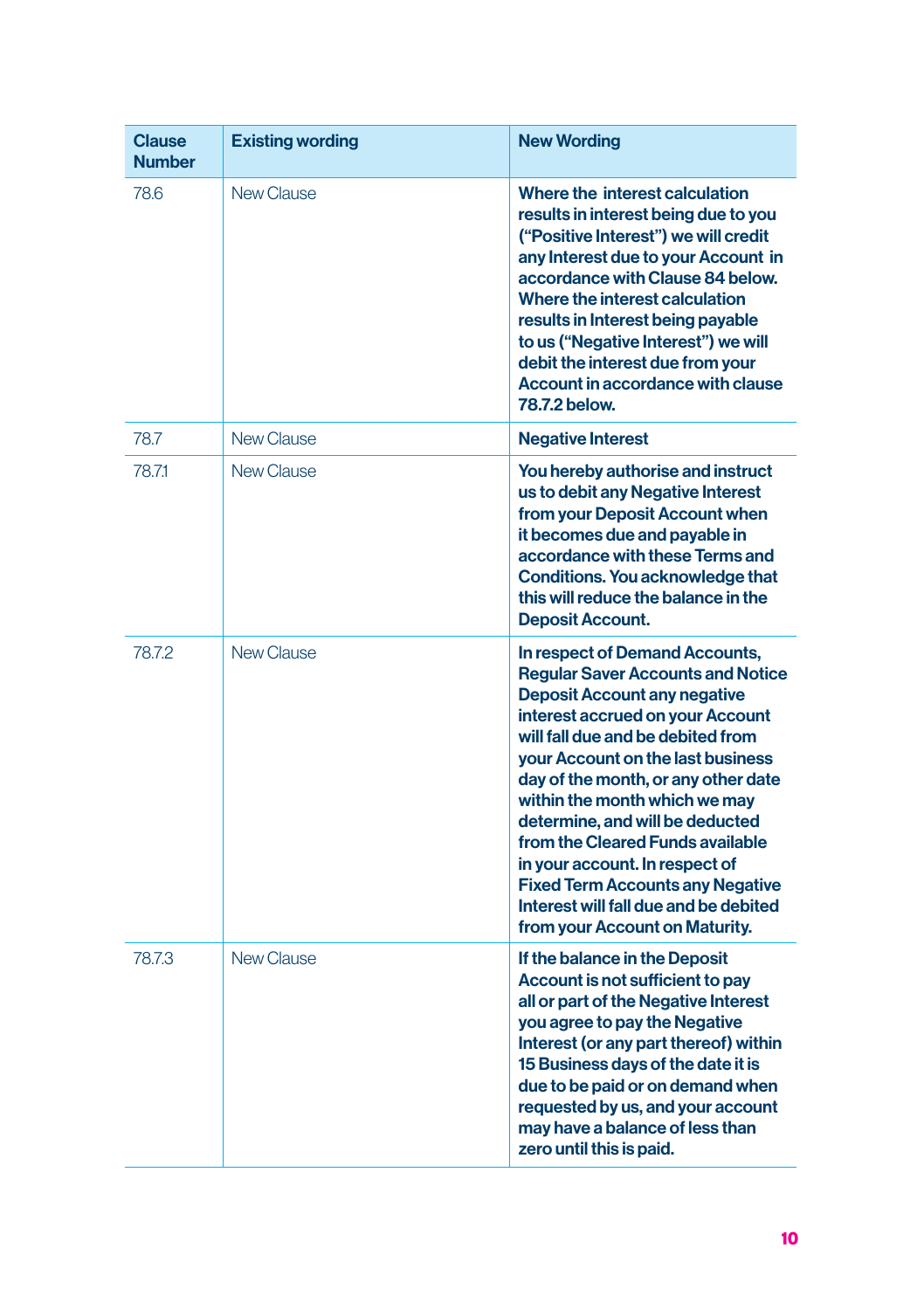| Clause Number | Existing wording | New Wording |
|---|---|---|
| 78.6 | New Clause | **Where the interest calculation results in interest being due to you ("Positive Interest") we will credit any Interest due to your Account in accordance with Clause 84 below. Where the interest calculation results in Interest being payable to us ("Negative Interest") we will debit the interest due from your Account in accordance with clause 78.7.2 below.** |
| 78.7 | New Clause | **Negative Interest** |
| 78.7.1 | New Clause | **You hereby authorise and instruct us to debit any Negative Interest from your Deposit Account when it becomes due and payable in accordance with these Terms and Conditions. You acknowledge that this will reduce the balance in the Deposit Account.** |
| 78.7.2 | New Clause | **In respect of Demand Accounts, Regular Saver Accounts and Notice Deposit Account any negative interest accrued on your Account will fall due and be debited from your Account on the last business day of the month, or any other date within the month which we may determine, and will be deducted from the Cleared Funds available in your account. In respect of Fixed Term Accounts any Negative Interest will fall due and be debited from your Account on Maturity.** |
| 78.7.3 | New Clause | **If the balance in the Deposit Account is not sufficient to pay all or part of the Negative Interest you agree to pay the Negative Interest (or any part thereof) within 15 Business days of the date it is due to be paid or on demand when requested by us, and your account may have a balance of less than zero until this is paid.** |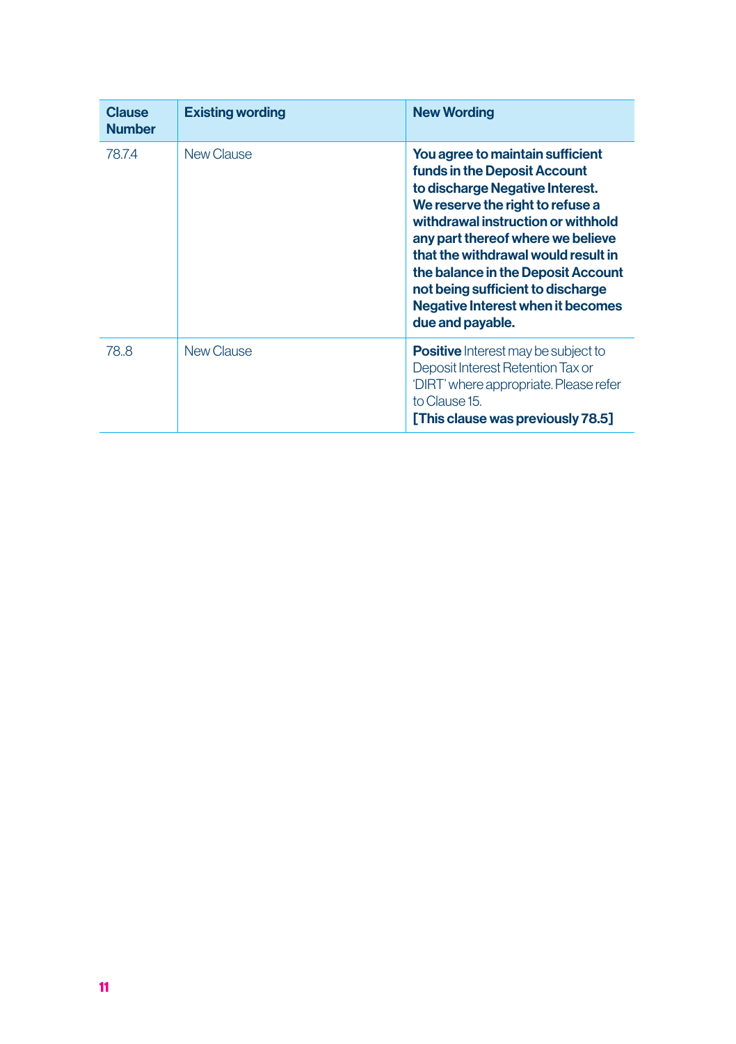| Clause Number | Existing wording | New Wording |
|---|---|---|
| 78.7.4 | New Clause | **You agree to maintain sufficient funds in the Deposit Account to discharge Negative Interest. We reserve the right to refuse a withdrawal instruction or withhold any part thereof where we believe that the withdrawal would result in the balance in the Deposit Account not being sufficient to discharge Negative Interest when it becomes due and payable.** |
| 78..8 | New Clause | **Positive** Interest may be subject to Deposit Interest Retention Tax or 'DIRT' where appropriate. Please refer to Clause 15. **[This clause was previously 78.5]** |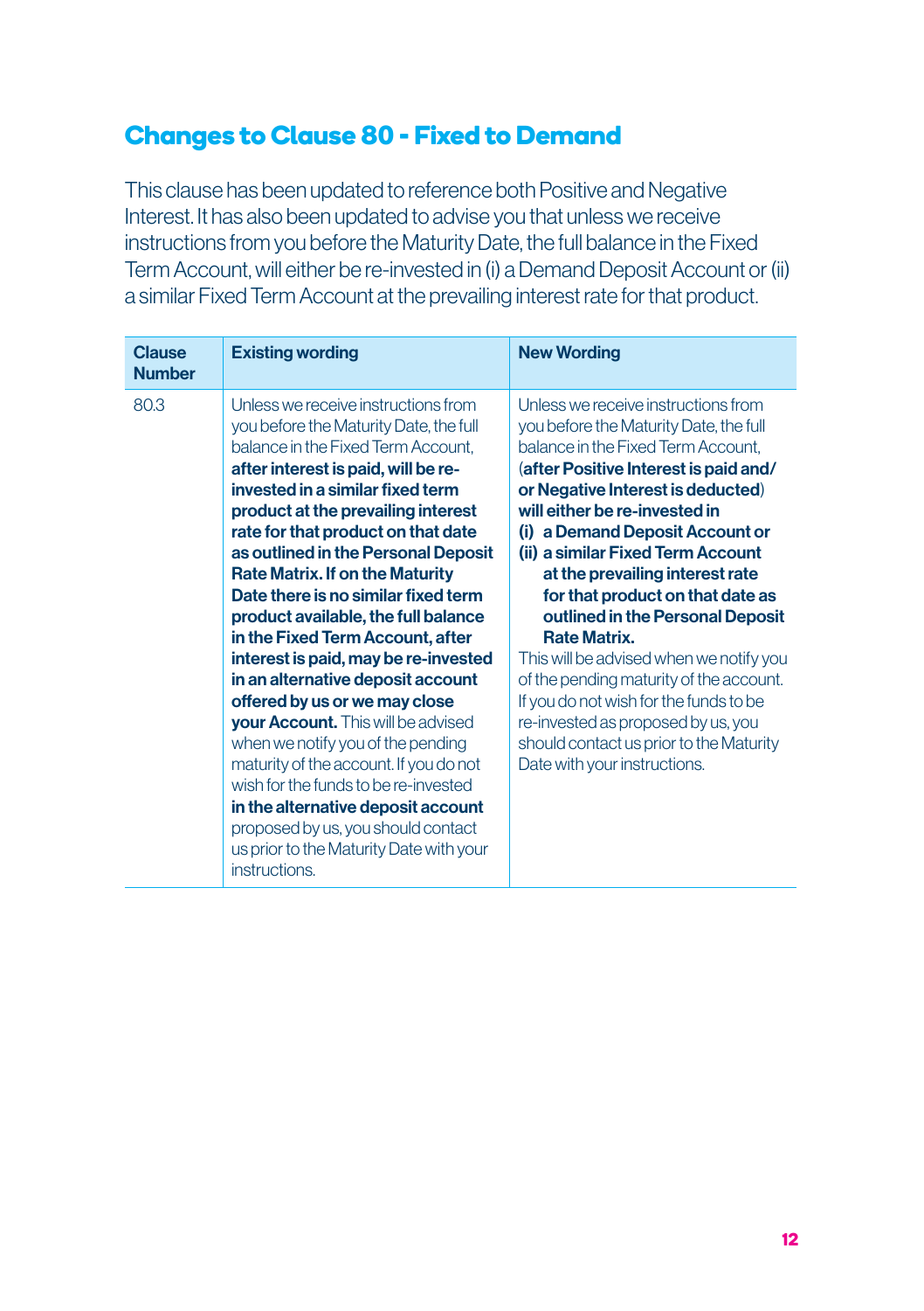## Changes to Clause 80 - Fixed to Demand

This clause has been updated to reference both Positive and Negative Interest. It has also been updated to advise you that unless we receive instructions from you before the Maturity Date, the full balance in the Fixed Term Account, will either be re-invested in (i) a Demand Deposit Account or (ii) a similar Fixed Term Account at the prevailing interest rate for that product.

| Clause Number | Existing wording | New Wording |
|---|---|---|
| 80.3 | Unless we receive instructions from you before the Maturity Date, the full balance in the Fixed Term Account, **after interest is paid, will be re-invested in a similar fixed term product at the prevailing interest rate for that product on that date as outlined in the Personal Deposit Rate Matrix. If on the Maturity Date there is no similar fixed term product available, the full balance in the Fixed Term Account, after interest is paid, may be re-invested in an alternative deposit account offered by us or we may close your Account.** This will be advised when we notify you of the pending maturity of the account. If you do not wish for the funds to be re-invested **in the alternative deposit account** proposed by us, you should contact us prior to the Maturity Date with your instructions. | Unless we receive instructions from you before the Maturity Date, the full balance in the Fixed Term Account, (**after Positive Interest is paid and/ or Negative Interest is deducted**) **will either be re-invested in (i) a Demand Deposit Account or (ii) a similar Fixed Term Account at the prevailing interest rate for that product on that date as outlined in the Personal Deposit Rate Matrix.** This will be advised when we notify you of the pending maturity of the account. If you do not wish for the funds to be re-invested as proposed by us, you should contact us prior to the Maturity Date with your instructions. |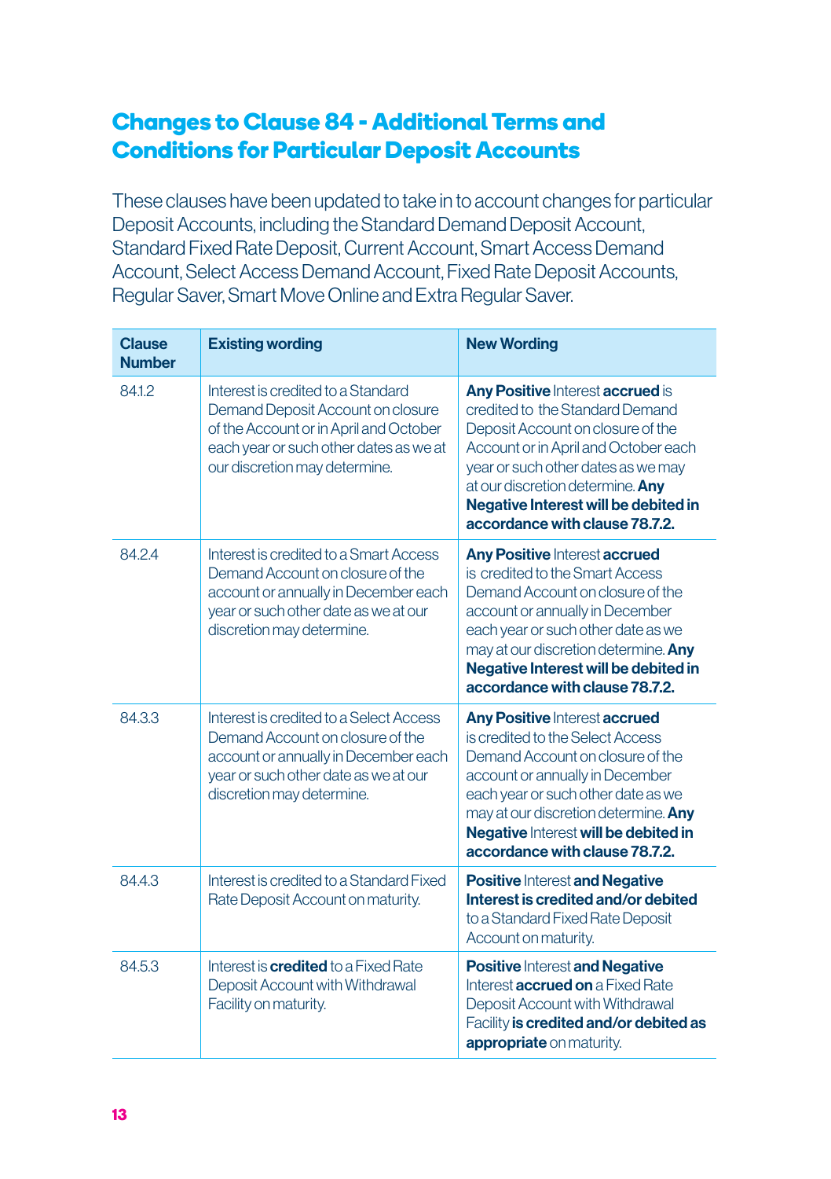## Changes to Clause 84 - Additional Terms and Conditions for Particular Deposit Accounts

These clauses have been updated to take in to account changes for particular Deposit Accounts, including the Standard Demand Deposit Account, Standard Fixed Rate Deposit, Current Account, Smart Access Demand Account, Select Access Demand Account, Fixed Rate Deposit Accounts, Regular Saver, Smart Move Online and Extra Regular Saver.

| Clause Number | Existing wording | New Wording |
|---|---|---|
| 84.1.2 | Interest is credited to a Standard Demand Deposit Account on closure of the Account or in April and October each year or such other dates as we at our discretion may determine. | **Any Positive** Interest **accrued** is credited to the Standard Demand Deposit Account on closure of the Account or in April and October each year or such other dates as we may at our discretion determine. **Any Negative Interest will be debited in accordance with clause 78.7.2.** |
| 84.2.4 | Interest is credited to a Smart Access Demand Account on closure of the account or annually in December each year or such other date as we at our discretion may determine. | **Any Positive** Interest **accrued** is credited to the Smart Access Demand Account on closure of the account or annually in December each year or such other date as we may at our discretion determine. **Any Negative Interest will be debited in accordance with clause 78.7.2.** |
| 84.3.3 | Interest is credited to a Select Access Demand Account on closure of the account or annually in December each year or such other date as we at our discretion may determine. | **Any Positive** Interest **accrued** is credited to the Select Access Demand Account on closure of the account or annually in December each year or such other date as we may at our discretion determine. **Any Negative** Interest **will be debited in accordance with clause 78.7.2.** |
| 84.4.3 | Interest is credited to a Standard Fixed Rate Deposit Account on maturity. | **Positive** Interest **and Negative Interest is credited and/or debited** to a Standard Fixed Rate Deposit Account on maturity. |
| 84.5.3 | Interest is **credited** to a Fixed Rate Deposit Account with Withdrawal Facility on maturity. | **Positive** Interest **and Negative** Interest **accrued on** a Fixed Rate Deposit Account with Withdrawal Facility **is credited and/or debited as appropriate** on maturity. |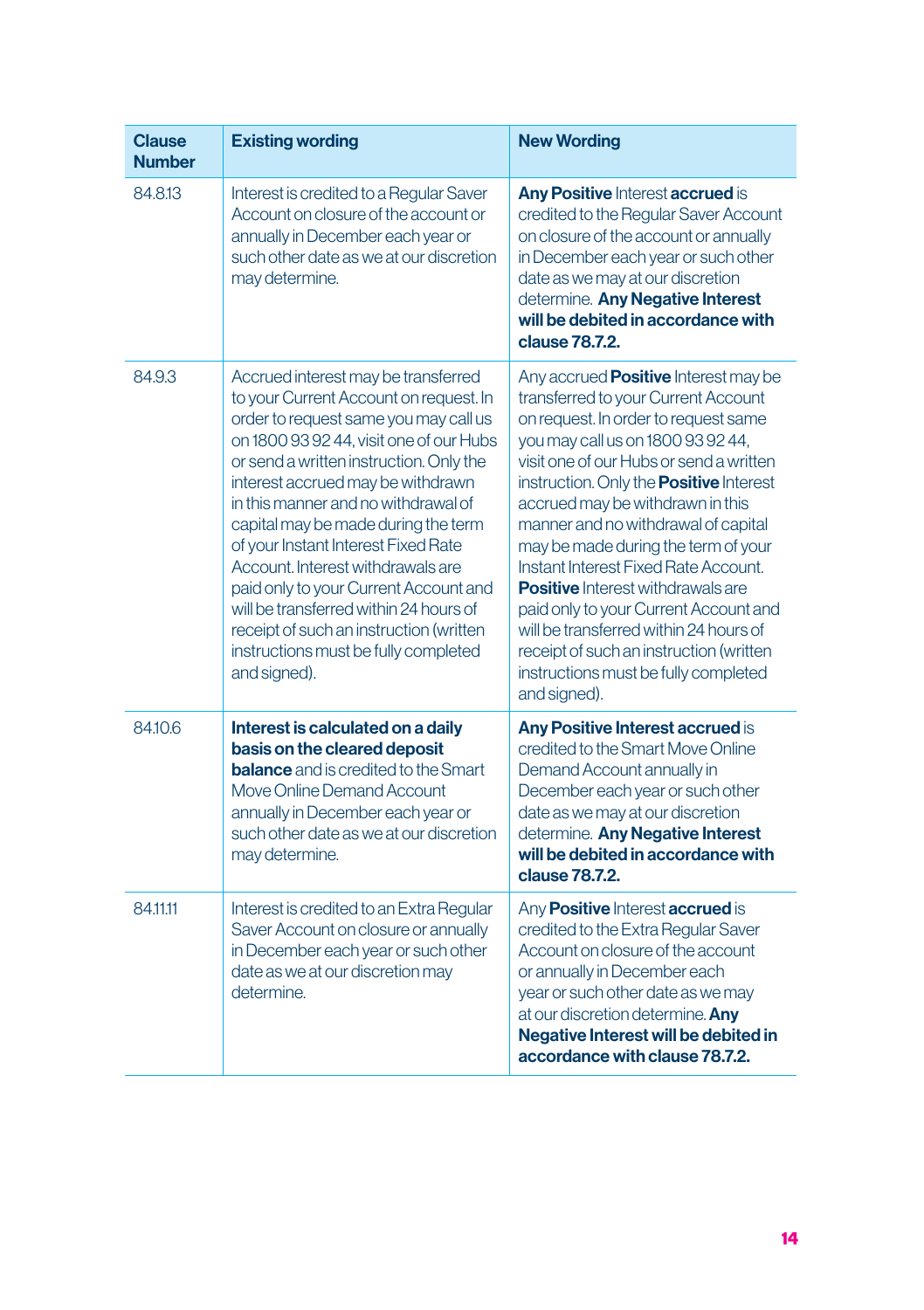| Clause Number | Existing wording | New Wording |
|---|---|---|
| 84.8.13 | Interest is credited to a Regular Saver Account on closure of the account or annually in December each year or such other date as we at our discretion may determine. | **Any Positive** Interest **accrued** is credited to the Regular Saver Account on closure of the account or annually in December each year or such other date as we may at our discretion determine. **Any Negative Interest will be debited in accordance with clause 78.7.2.** |
| 84.9.3 | Accrued interest may be transferred to your Current Account on request. In order to request same you may call us on 1800 93 92 44, visit one of our Hubs or send a written instruction. Only the interest accrued may be withdrawn in this manner and no withdrawal of capital may be made during the term of your Instant Interest Fixed Rate Account. Interest withdrawals are paid only to your Current Account and will be transferred within 24 hours of receipt of such an instruction (written instructions must be fully completed and signed). | Any accrued **Positive** Interest may be transferred to your Current Account on request. In order to request same you may call us on 1800 93 92 44, visit one of our Hubs or send a written instruction. Only the **Positive** Interest accrued may be withdrawn in this manner and no withdrawal of capital may be made during the term of your Instant Interest Fixed Rate Account. **Positive** Interest withdrawals are paid only to your Current Account and will be transferred within 24 hours of receipt of such an instruction (written instructions must be fully completed and signed). |
| 84.10.6 | **Interest is calculated on a daily basis on the cleared deposit balance** and is credited to the Smart Move Online Demand Account annually in December each year or such other date as we at our discretion may determine. | **Any Positive Interest accrued** is credited to the Smart Move Online Demand Account annually in December each year or such other date as we may at our discretion determine. **Any Negative Interest will be debited in accordance with clause 78.7.2.** |
| 84.11.11 | Interest is credited to an Extra Regular Saver Account on closure or annually in December each year or such other date as we at our discretion may determine. | Any **Positive** Interest **accrued** is credited to the Extra Regular Saver Account on closure of the account or annually in December each year or such other date as we may at our discretion determine. **Any Negative Interest will be debited in accordance with clause 78.7.2.** |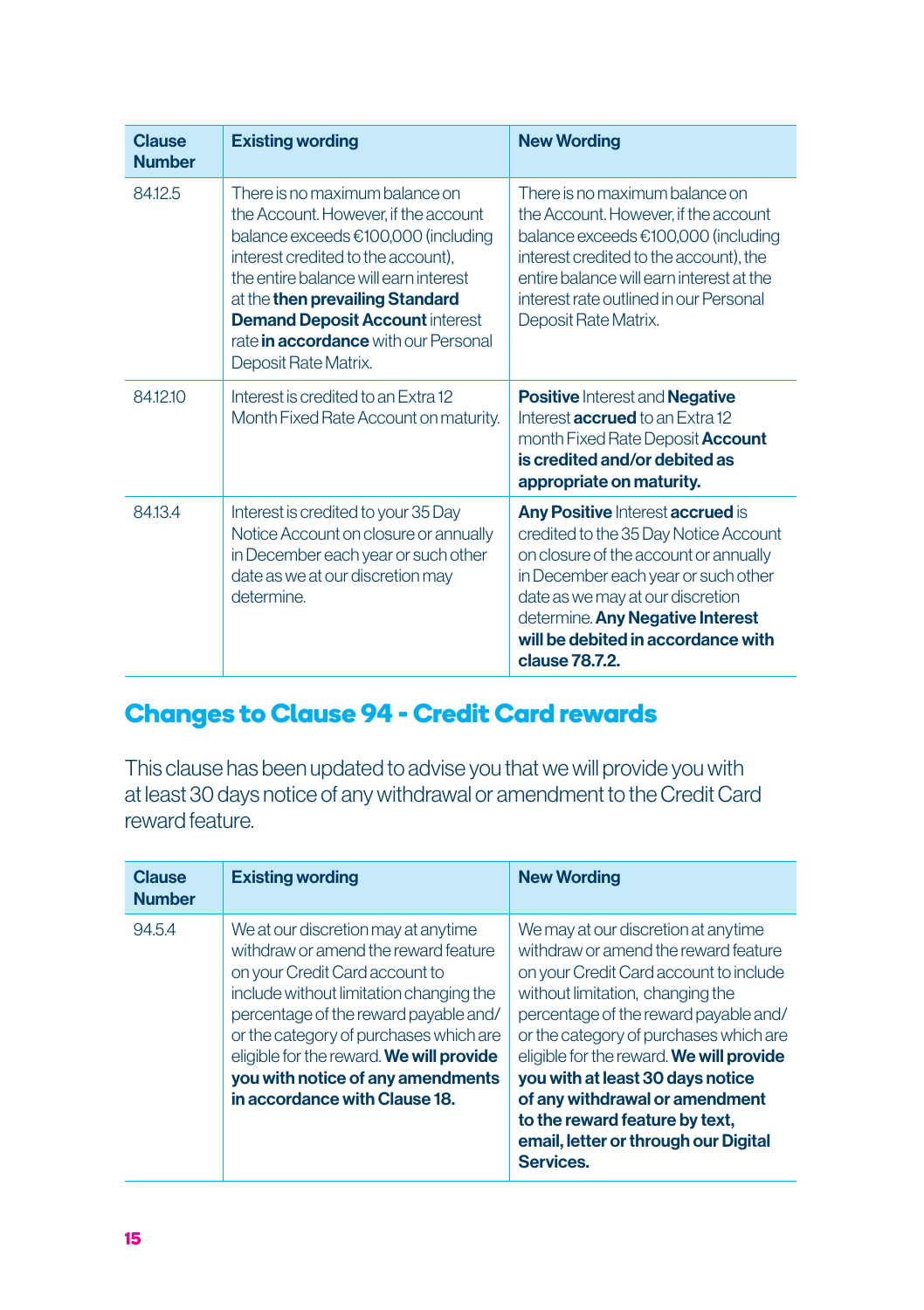| Clause Number | Existing wording | New Wording |
|---|---|---|
| 84.12.5 | There is no maximum balance on the Account. However, if the account balance exceeds €100,000 (including interest credited to the account), the entire balance will earn interest at the **then prevailing Standard Demand Deposit Account** interest rate **in accordance** with our Personal Deposit Rate Matrix. | There is no maximum balance on the Account. However, if the account balance exceeds €100,000 (including interest credited to the account), the entire balance will earn interest at the interest rate outlined in our Personal Deposit Rate Matrix. |
| 84.12.10 | Interest is credited to an Extra 12 Month Fixed Rate Account on maturity. | **Positive** Interest and **Negative** Interest **accrued** to an Extra 12 month Fixed Rate Deposit **Account is credited and/or debited as appropriate on maturity.** |
| 84.13.4 | Interest is credited to your 35 Day Notice Account on closure or annually in December each year or such other date as we at our discretion may determine. | **Any Positive** Interest **accrued** is credited to the 35 Day Notice Account on closure of the account or annually in December each year or such other date as we may at our discretion determine. **Any Negative Interest will be debited in accordance with clause 78.7.2.** |

## Changes to Clause 94 - Credit Card rewards

This clause has been updated to advise you that we will provide you with at least 30 days notice of any withdrawal or amendment to the Credit Card reward feature.

| Clause Number | Existing wording | New Wording |
|---|---|---|
| 94.5.4 | We at our discretion may at anytime withdraw or amend the reward feature on your Credit Card account to include without limitation changing the percentage of the reward payable and/or the category of purchases which are eligible for the reward. **We will provide you with notice of any amendments in accordance with Clause 18.** | We may at our discretion at anytime withdraw or amend the reward feature on your Credit Card account to include without limitation, changing the percentage of the reward payable and/or the category of purchases which are eligible for the reward. **We will provide you with at least 30 days notice of any withdrawal or amendment to the reward feature by text, email, letter or through our Digital Services.** |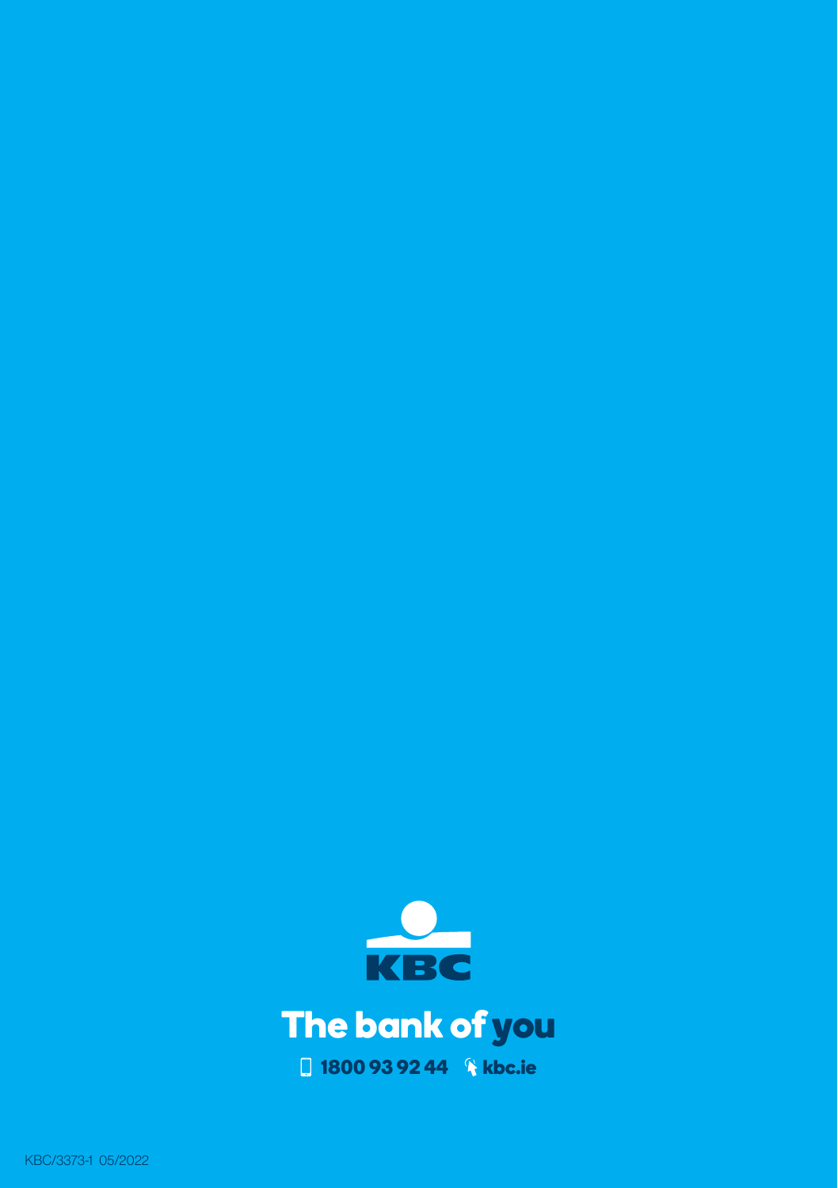KBC

The bank of you

1800 93 92 44 kbc.ie

KBC/3373-1 05/2022